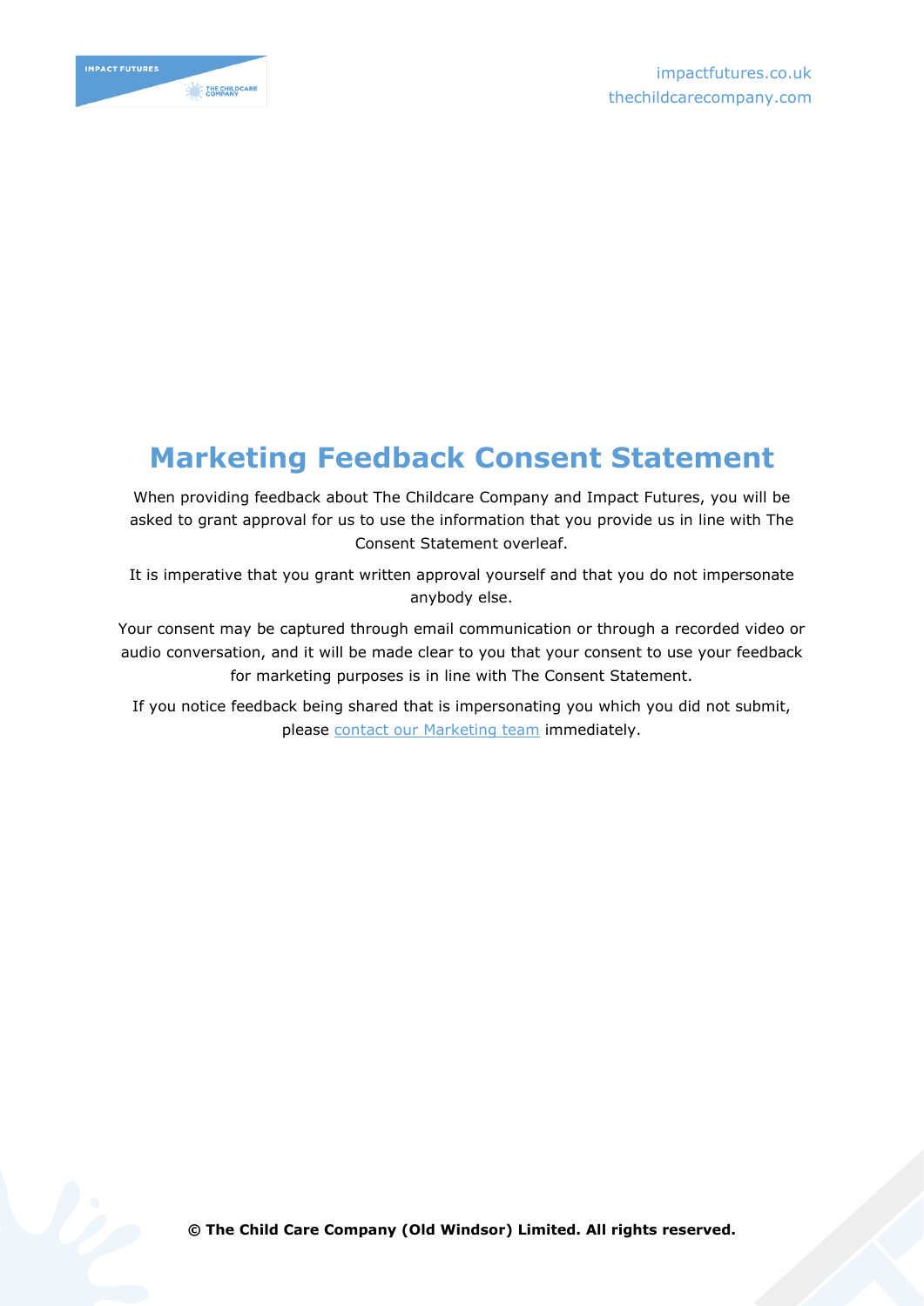# Marketing Feedback Consent Statement

When providing feedback about The Childcare Company and Impact Futures, you will be asked to grant approval for us to use the information that you provide us in line with The Consent Statement overleaf.

It is imperative that you grant written approval yourself and that you do not impersonate anybody else.

Your consent may be captured through email communication or through a recorded video or audio conversation, and it will be made clear to you that your consent to use your feedback for marketing purposes is in line with The Consent Statement.

If you notice feedback being shared that is impersonating you which you did not submit, please contact our Marketing team immediately.

**© The Child Care Company (Old Windsor) Limited. All rights reserved.**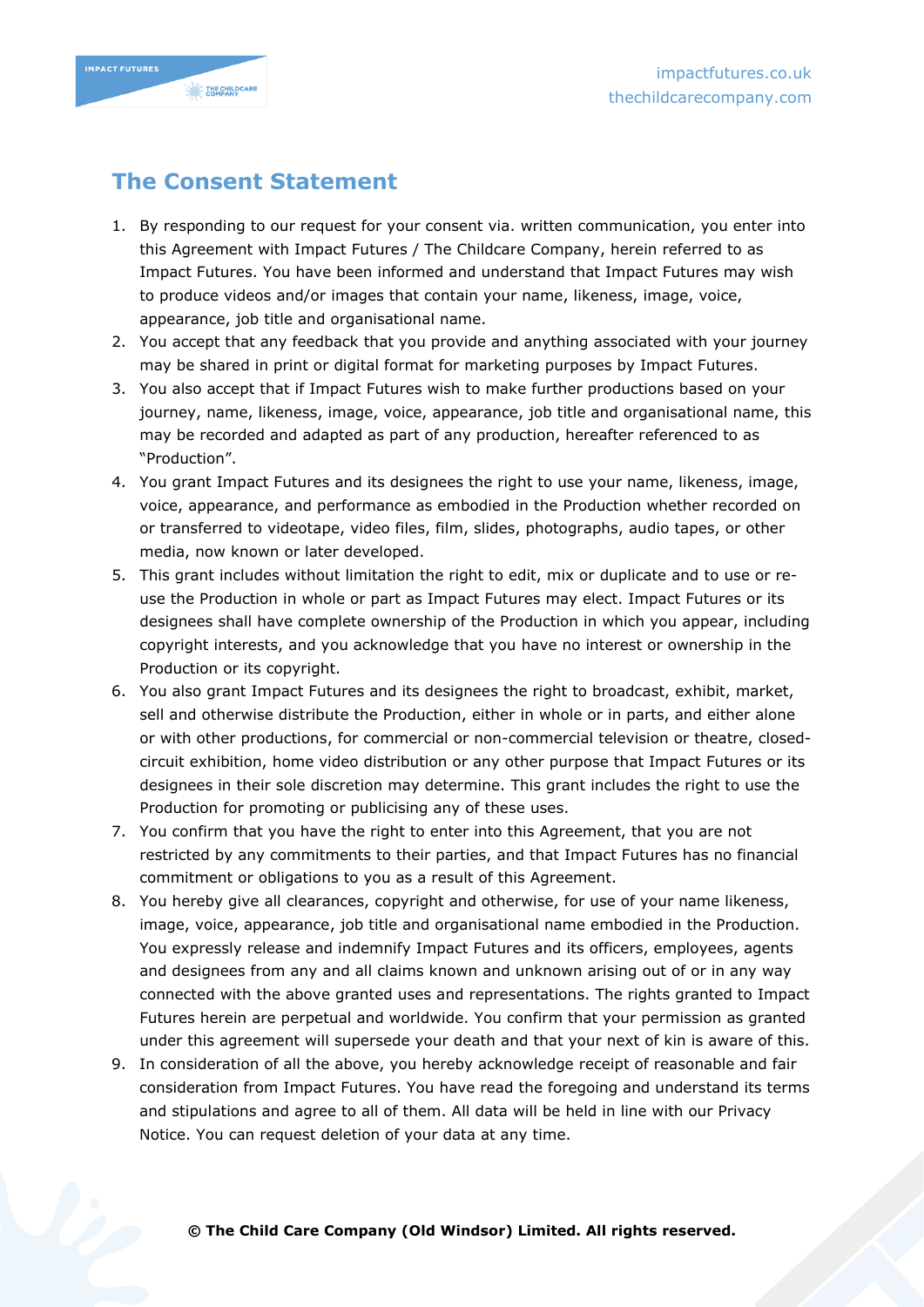## The Consent Statement

1. By responding to our request for your consent via. written communication, you enter into this Agreement with Impact Futures / The Childcare Company, herein referred to as Impact Futures. You have been informed and understand that Impact Futures may wish to produce videos and/or images that contain your name, likeness, image, voice, appearance, job title and organisational name.
2. You accept that any feedback that you provide and anything associated with your journey may be shared in print or digital format for marketing purposes by Impact Futures.
3. You also accept that if Impact Futures wish to make further productions based on your journey, name, likeness, image, voice, appearance, job title and organisational name, this may be recorded and adapted as part of any production, hereafter referenced to as "Production".
4. You grant Impact Futures and its designees the right to use your name, likeness, image, voice, appearance, and performance as embodied in the Production whether recorded on or transferred to videotape, video files, film, slides, photographs, audio tapes, or other media, now known or later developed.
5. This grant includes without limitation the right to edit, mix or duplicate and to use or re-use the Production in whole or part as Impact Futures may elect. Impact Futures or its designees shall have complete ownership of the Production in which you appear, including copyright interests, and you acknowledge that you have no interest or ownership in the Production or its copyright.
6. You also grant Impact Futures and its designees the right to broadcast, exhibit, market, sell and otherwise distribute the Production, either in whole or in parts, and either alone or with other productions, for commercial or non-commercial television or theatre, closed-circuit exhibition, home video distribution or any other purpose that Impact Futures or its designees in their sole discretion may determine. This grant includes the right to use the Production for promoting or publicising any of these uses.
7. You confirm that you have the right to enter into this Agreement, that you are not restricted by any commitments to their parties, and that Impact Futures has no financial commitment or obligations to you as a result of this Agreement.
8. You hereby give all clearances, copyright and otherwise, for use of your name likeness, image, voice, appearance, job title and organisational name embodied in the Production. You expressly release and indemnify Impact Futures and its officers, employees, agents and designees from any and all claims known and unknown arising out of or in any way connected with the above granted uses and representations. The rights granted to Impact Futures herein are perpetual and worldwide. You confirm that your permission as granted under this agreement will supersede your death and that your next of kin is aware of this.
9. In consideration of all the above, you hereby acknowledge receipt of reasonable and fair consideration from Impact Futures. You have read the foregoing and understand its terms and stipulations and agree to all of them. All data will be held in line with our Privacy Notice. You can request deletion of your data at any time.

**© The Child Care Company (Old Windsor) Limited. All rights reserved.**